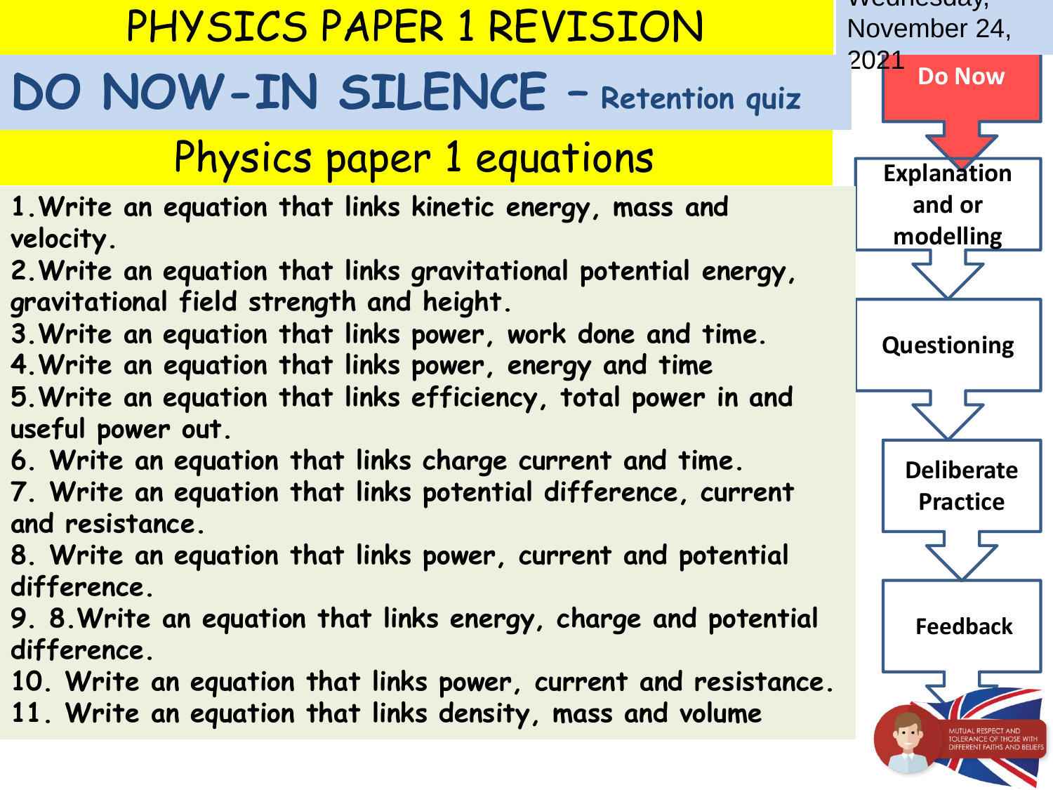# PHYSICS PAPER 1 REVISION

Wednesday, November 24, 2021

## DO NOW-IN SILENCE – Retention quiz

## Physics paper 1 equations

1. Write an equation that links kinetic energy, mass and velocity.
2. Write an equation that links gravitational potential energy, gravitational field strength and height.
3. Write an equation that links power, work done and time.
4. Write an equation that links power, energy and time
5. Write an equation that links efficiency, total power in and useful power out.
6. Write an equation that links charge current and time.
7. Write an equation that links potential difference, current and resistance.
8. Write an equation that links power, current and potential difference.
9. 8.Write an equation that links energy, charge and potential difference.
10. Write an equation that links power, current and resistance.
11. Write an equation that links density, mass and volume

Do Now → Explanation and or modelling → Questioning → Deliberate Practice → Feedback

MUTUAL RESPECT AND TOLERANCE OF THOSE WITH DIFFERENT FAITHS AND BELIEFS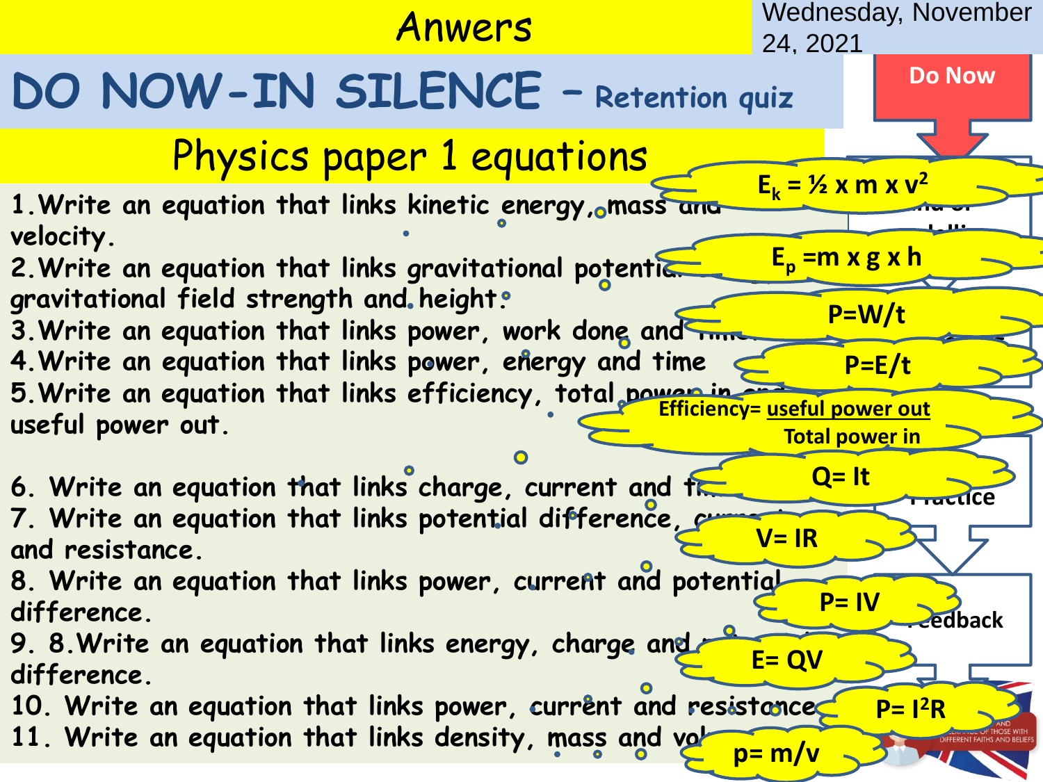# Anwers

Wednesday, November 24, 2021

## DO NOW-IN SILENCE – Retention quiz

Do Now

### Physics paper 1 equations

1. Write an equation that links kinetic energy, mass and velocity.
2. Write an equation that links gravitational potential ... gravitational field strength and height.
3. Write an equation that links power, work done and time.
4. Write an equation that links power, energy and time
5. Write an equation that links efficiency, total power in and useful power out.
6. Write an equation that links charge, current and time.
7. Write an equation that links potential difference, current and resistance.
8. Write an equation that links power, current and potential difference.
9. 8. Write an equation that links energy, charge and potential difference.
10. Write an equation that links power, current and resistance
11. Write an equation that links density, mass and volume.

$E_k = ½ \times m \times v^2$

$E_p = m \times g \times h$

$P = W/t$

$P = E/t$

$\text{Efficiency} = \frac{\text{useful power out}}{\text{Total power in}}$

$Q = It$

$V = IR$

$P = IV$

$E = QV$

$P = I^2R$

$p = m/v$

Practice

Feedback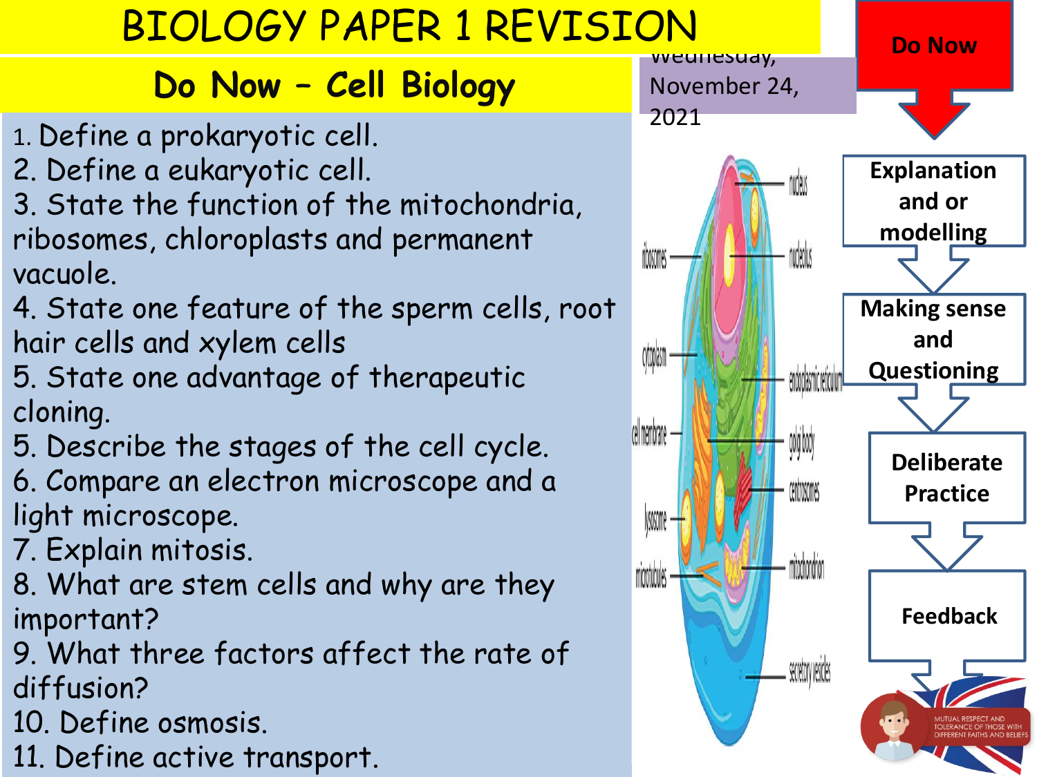# BIOLOGY PAPER 1 REVISION

## Do Now – Cell Biology

Wednesday, November 24, 2021

1. Define a prokaryotic cell.
2. Define a eukaryotic cell.
3. State the function of the mitochondria, ribosomes, chloroplasts and permanent vacuole.
4. State one feature of the sperm cells, root hair cells and xylem cells
5. State one advantage of therapeutic cloning.
5. Describe the stages of the cell cycle.
6. Compare an electron microscope and a light microscope.
7. Explain mitosis.
8. What are stem cells and why are they important?
9. What three factors affect the rate of diffusion?
10. Define osmosis.
11. Define active transport.

Do Now → Explanation and or modelling → Making sense and Questioning → Deliberate Practice → Feedback

MUTUAL RESPECT AND TOLERANCE OF THOSE WITH DIFFERENT FAITHS AND BELIEFS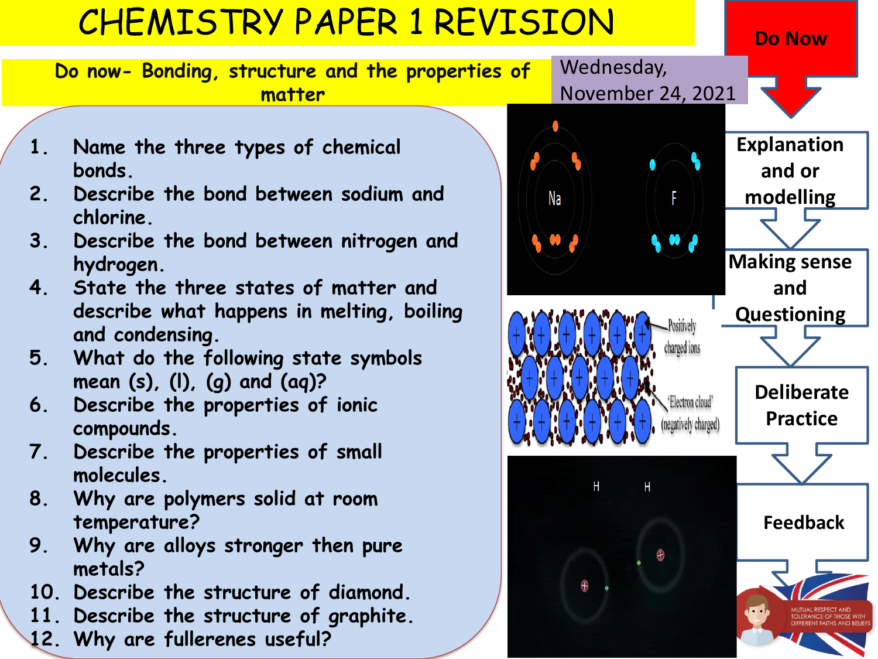# CHEMISTRY PAPER 1 REVISION

## Do now- Bonding, structure and the properties of matter

Wednesday, November 24, 2021

1. Name the three types of chemical bonds.
2. Describe the bond between sodium and chlorine.
3. Describe the bond between nitrogen and hydrogen.
4. State the three states of matter and describe what happens in melting, boiling and condensing.
5. What do the following state symbols mean (s), (l), (g) and (aq)?
6. Describe the properties of ionic compounds.
7. Describe the properties of small molecules.
8. Why are polymers solid at room temperature?
9. Why are alloys stronger then pure metals?
10. Describe the structure of diamond.
11. Describe the structure of graphite.
12. Why are fullerenes useful?

Na F

Positively charged ions

'Electron cloud' (negatively charged)

H H

Do Now

Explanation and or modelling

Making sense and Questioning

Deliberate Practice

Feedback

MUTUAL RESPECT AND TOLERANCE OF THOSE WITH DIFFERENT FAITHS AND BELIEFS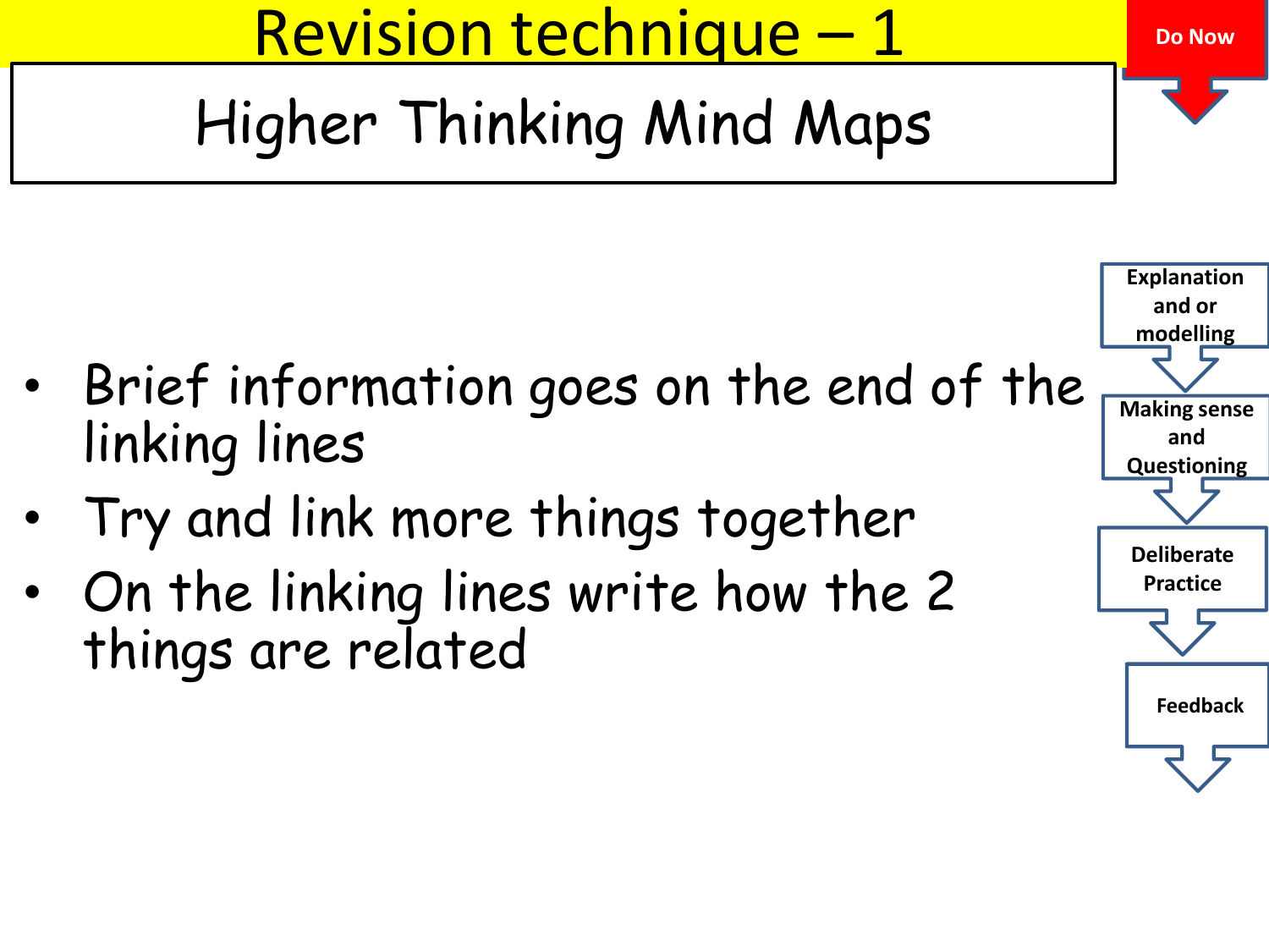# Revision technique – 1

## Higher Thinking Mind Maps

Do Now

- Brief information goes on the end of the linking lines
- Try and link more things together
- On the linking lines write how the 2 things are related

Explanation and or modelling

Making sense and Questioning

Deliberate Practice

Feedback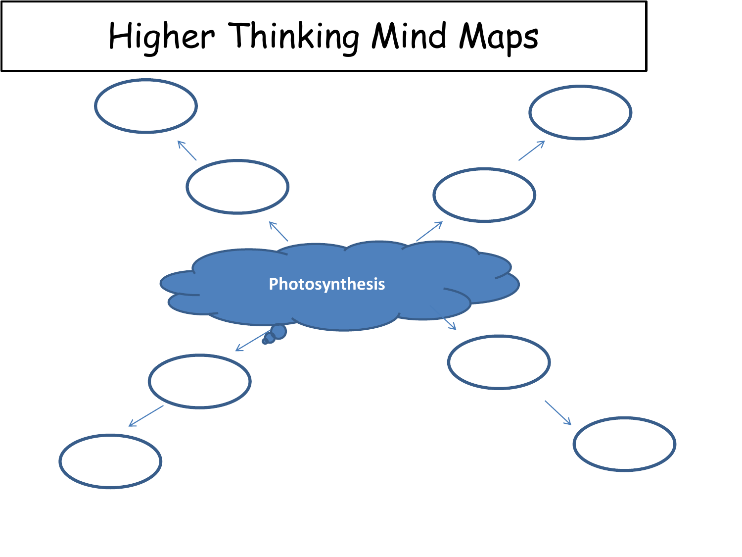# Higher Thinking Mind Maps

Photosynthesis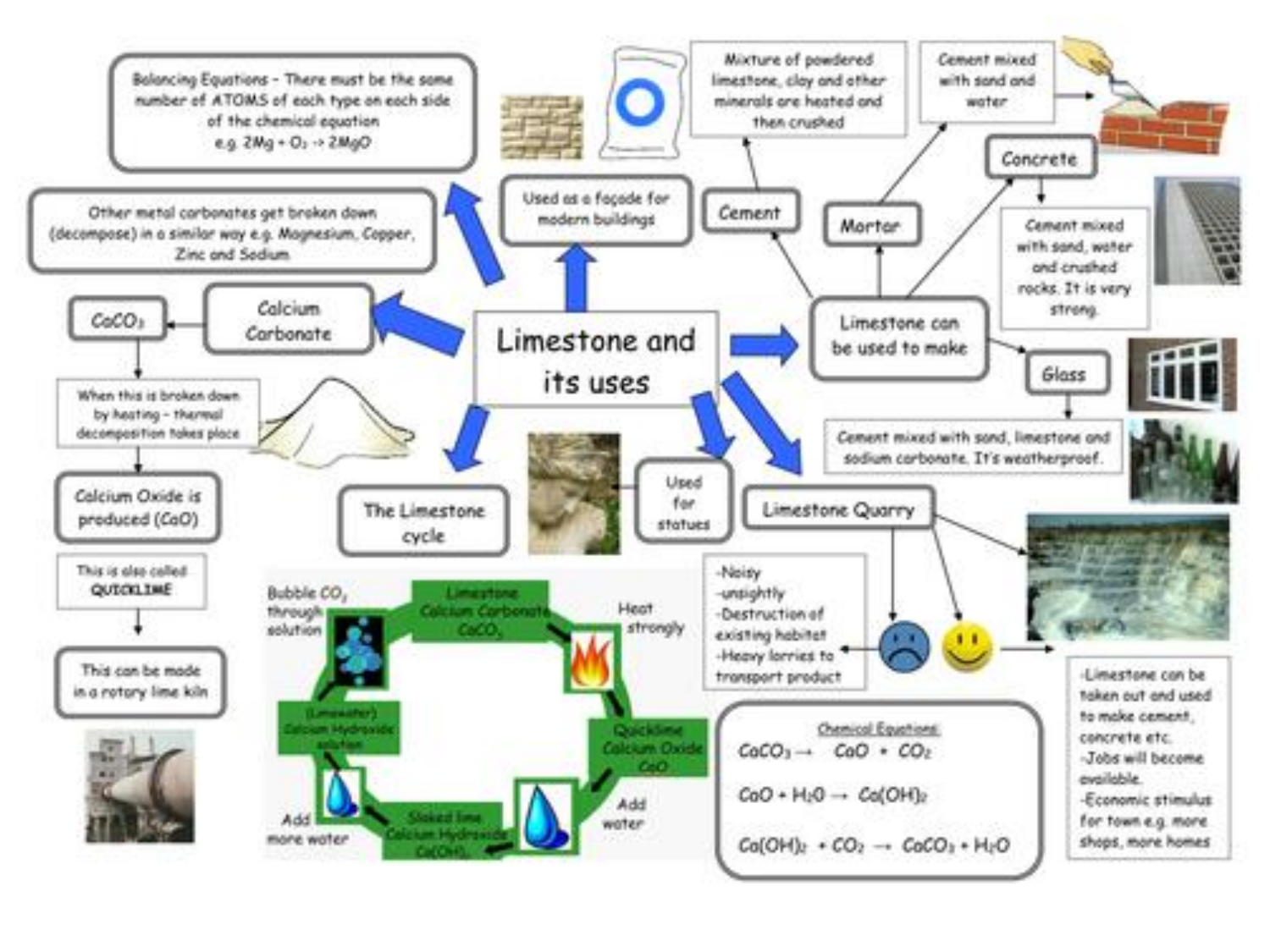# Limestone and its uses

## Calcium Carbonate

$CaCO_3$

When this is broken down by heating – thermal decomposition takes place

Calcium Oxide is produced ($CaO$)

This is also called **QUICKLIME**

This can be made in a rotary lime kiln

Other metal carbonates get broken down (decompose) in a similar way e.g. Magnesium, Copper, Zinc and Sodium

Balancing Equations – There must be the same number of ATOMS of each type on each side of the chemical equation e.g. $2Mg + O_2 \rightarrow 2MgO$

## Used as a façade for modern buildings

## Used for statues

## Limestone can be used to make

- **Cement** – Mixture of powdered limestone, clay and other minerals are heated and then crushed
- **Mortar** – Cement mixed with sand and water
- **Concrete** – Cement mixed with sand, water and crushed rocks. It is very strong.
- **Glass** – Cement mixed with sand, limestone and sodium carbonate. It's weatherproof.

## Limestone Quarry

Negatives:

- Noisy
- unsightly
- Destruction of existing habitat
- Heavy lorries to transport product

Positives:

- Limestone can be taken out and used to make cement, concrete etc.
- Jobs will become available.
- Economic stimulus for town e.g. more shops, more homes

## The Limestone cycle

- Limestone Calcium Carbonate $CaCO_3$
- Heat strongly
- Quicklime Calcium Oxide $CaO$
- Add water
- Slaked lime Calcium Hydroxide $Ca(OH)_2$
- Add more water
- (Limewater) Calcium Hydroxide solution
- Bubble $CO_2$ through solution

**Chemical Equations:**

$$CaCO_3 \rightarrow CaO + CO_2$$

$$CaO + H_2O \rightarrow Ca(OH)_2$$

$$Ca(OH)_2 + CO_2 \rightarrow CaCO_3 + H_2O$$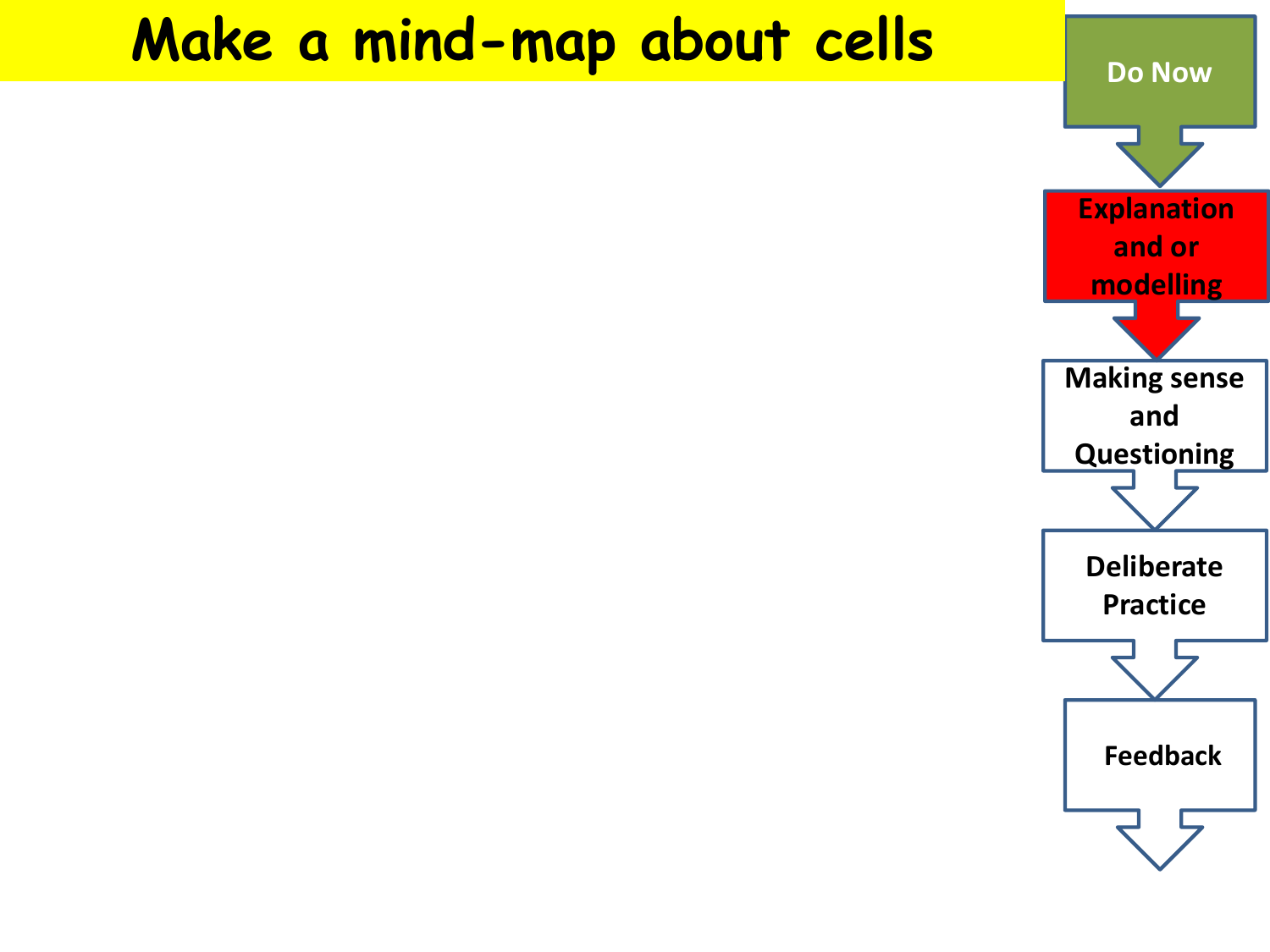# Make a mind-map about cells

- Do Now
- Explanation and or modelling
- Making sense and Questioning
- Deliberate Practice
- Feedback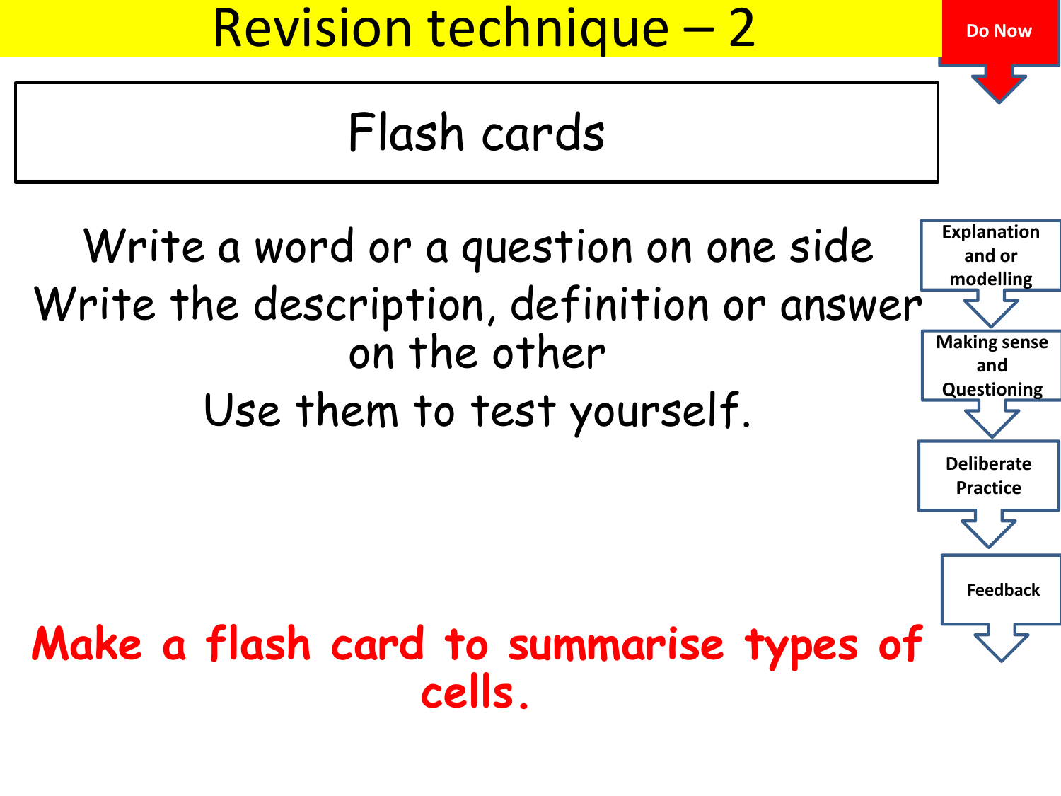# Revision technique – 2

Do Now

## Flash cards

Write a word or a question on one side

Write the description, definition or answer on the other

Use them to test yourself.

**Make a flash card to summarise types of cells.**

- Explanation and or modelling
- Making sense and Questioning
- Deliberate Practice
- Feedback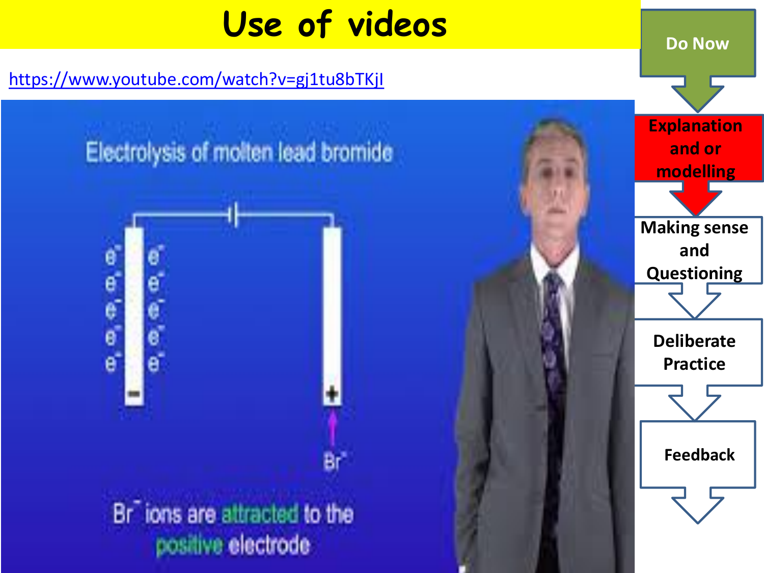# Use of videos

https://www.youtube.com/watch?v=gj1tu8bTKjI

Electrolysis of molten lead bromide

$Br^-$ ions are attracted to the positive electrode

- Do Now
- Explanation and or modelling
- Making sense and Questioning
- Deliberate Practice
- Feedback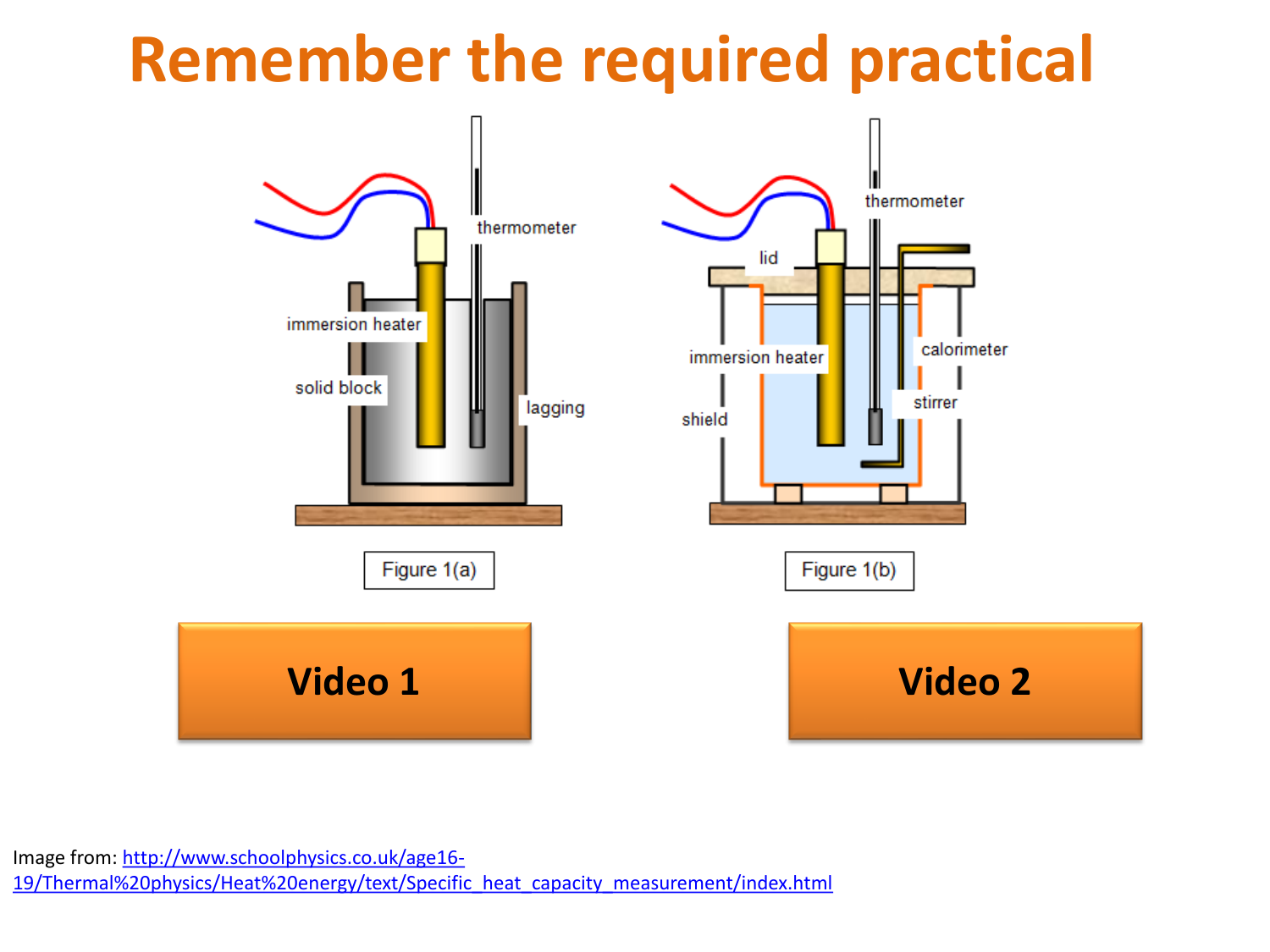# Remember the required practical

immersion heater

solid block

thermometer

lagging

Figure 1(a)

lid

thermometer

immersion heater

calorimeter

stirrer

shield

Figure 1(b)

**Video 1**

**Video 2**

Image from: [http://www.schoolphysics.co.uk/age16-19/Thermal%20physics/Heat%20energy/text/Specific_heat_capacity_measurement/index.html](http://www.schoolphysics.co.uk/age16-19/Thermal%20physics/Heat%20energy/text/Specific_heat_capacity_measurement/index.html)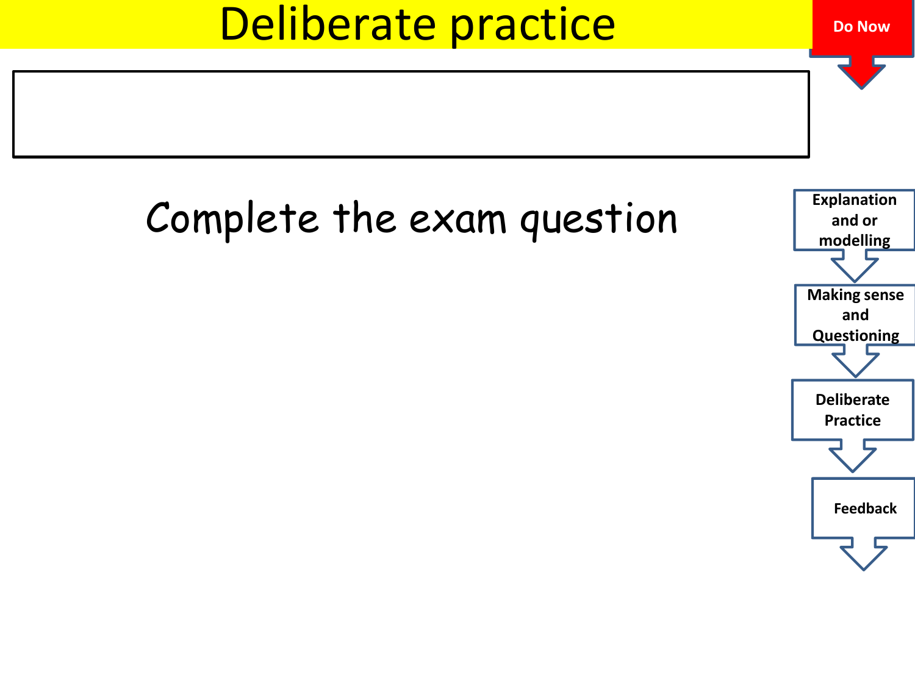# Deliberate practice

Do Now

Complete the exam question

Explanation and or modelling

Making sense and Questioning

Deliberate Practice

Feedback